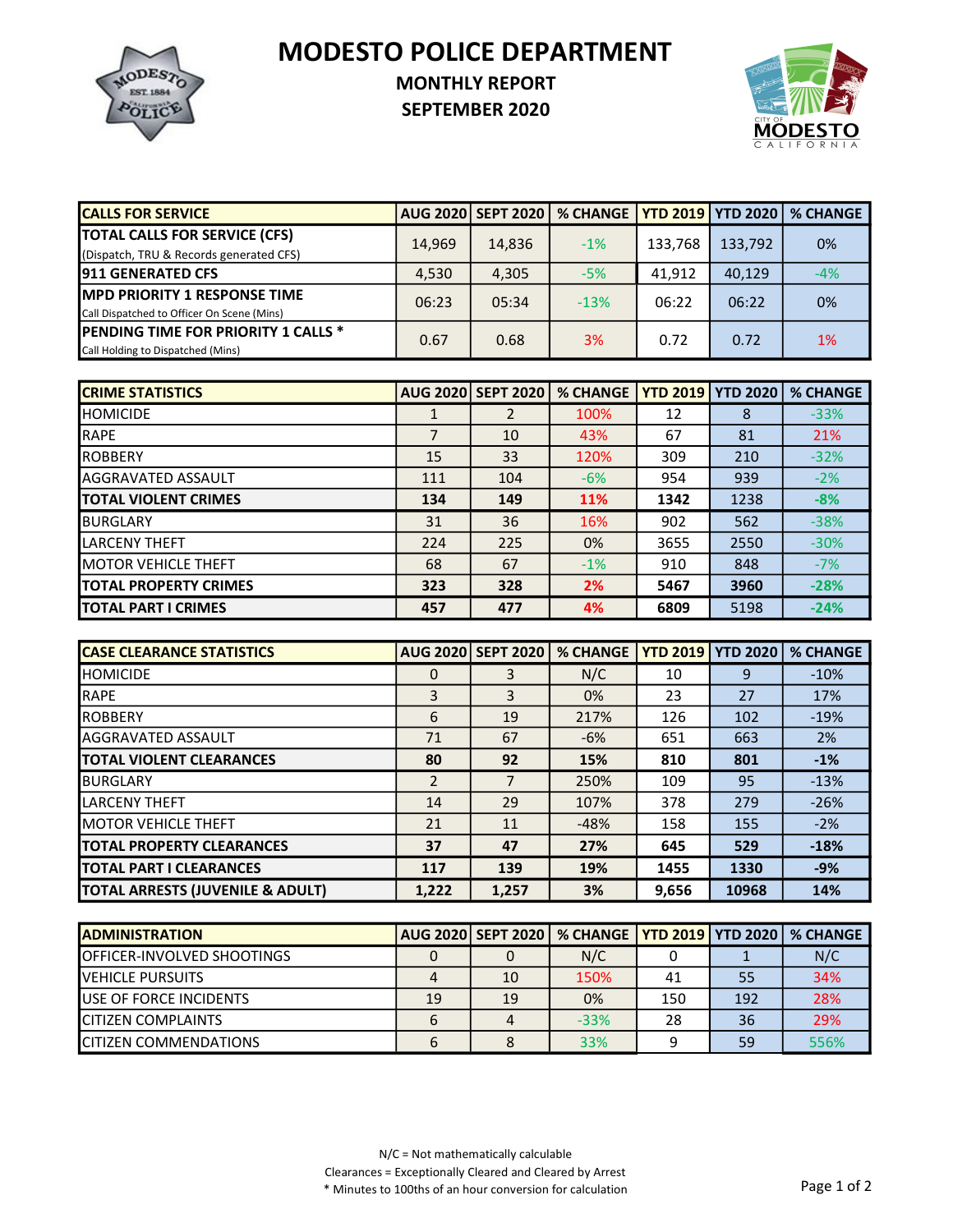# MODESTO POLICE DEPARTMENT

## MONTHLY REPORT

## SEPTEMBER 2020

| CALLS FOR SERVICE | AUG 2020 | SEPT 2020 | % CHANGE | YTD 2019 | YTD 2020 | % CHANGE |
|---|---|---|---|---|---|---|
| **TOTAL CALLS FOR SERVICE (CFS)** (Dispatch, TRU & Records generated CFS) | 14,969 | 14,836 | -1% | 133,768 | 133,792 | 0% |
| **911 GENERATED CFS** | 4,530 | 4,305 | -5% | 41,912 | 40,129 | -4% |
| **MPD PRIORITY 1 RESPONSE TIME** Call Dispatched to Officer On Scene (Mins) | 06:23 | 05:34 | -13% | 06:22 | 06:22 | 0% |
| **PENDING TIME FOR PRIORITY 1 CALLS *** Call Holding to Dispatched (Mins) | 0.67 | 0.68 | 3% | 0.72 | 0.72 | 1% |

| CRIME STATISTICS | AUG 2020 | SEPT 2020 | % CHANGE | YTD 2019 | YTD 2020 | % CHANGE |
|---|---|---|---|---|---|---|
| HOMICIDE | 1 | 2 | 100% | 12 | 8 | -33% |
| RAPE | 7 | 10 | 43% | 67 | 81 | 21% |
| ROBBERY | 15 | 33 | 120% | 309 | 210 | -32% |
| AGGRAVATED ASSAULT | 111 | 104 | -6% | 954 | 939 | -2% |
| **TOTAL VIOLENT CRIMES** | **134** | **149** | **11%** | **1342** | 1238 | **-8%** |
| BURGLARY | 31 | 36 | 16% | 902 | 562 | -38% |
| LARCENY THEFT | 224 | 225 | 0% | 3655 | 2550 | -30% |
| MOTOR VEHICLE THEFT | 68 | 67 | -1% | 910 | 848 | -7% |
| **TOTAL PROPERTY CRIMES** | **323** | **328** | **2%** | **5467** | **3960** | **-28%** |
| **TOTAL PART I CRIMES** | **457** | **477** | **4%** | **6809** | 5198 | **-24%** |

| CASE CLEARANCE STATISTICS | AUG 2020 | SEPT 2020 | % CHANGE | YTD 2019 | YTD 2020 | % CHANGE |
|---|---|---|---|---|---|---|
| HOMICIDE | 0 | 3 | N/C | 10 | 9 | -10% |
| RAPE | 3 | 3 | 0% | 23 | 27 | 17% |
| ROBBERY | 6 | 19 | 217% | 126 | 102 | -19% |
| AGGRAVATED ASSAULT | 71 | 67 | -6% | 651 | 663 | 2% |
| **TOTAL VIOLENT CLEARANCES** | **80** | **92** | **15%** | **810** | **801** | **-1%** |
| BURGLARY | 2 | 7 | 250% | 109 | 95 | -13% |
| LARCENY THEFT | 14 | 29 | 107% | 378 | 279 | -26% |
| MOTOR VEHICLE THEFT | 21 | 11 | -48% | 158 | 155 | -2% |
| **TOTAL PROPERTY CLEARANCES** | **37** | **47** | **27%** | **645** | **529** | **-18%** |
| **TOTAL PART I CLEARANCES** | **117** | **139** | **19%** | **1455** | **1330** | **-9%** |
| **TOTAL ARRESTS (JUVENILE & ADULT)** | **1,222** | **1,257** | **3%** | **9,656** | **10968** | **14%** |

| ADMINISTRATION | AUG 2020 | SEPT 2020 | % CHANGE | YTD 2019 | YTD 2020 | % CHANGE |
|---|---|---|---|---|---|---|
| OFFICER-INVOLVED SHOOTINGS | 0 | 0 | N/C | 0 | 1 | N/C |
| VEHICLE PURSUITS | 4 | 10 | 150% | 41 | 55 | 34% |
| USE OF FORCE INCIDENTS | 19 | 19 | 0% | 150 | 192 | 28% |
| CITIZEN COMPLAINTS | 6 | 4 | -33% | 28 | 36 | 29% |
| CITIZEN COMMENDATIONS | 6 | 8 | 33% | 9 | 59 | 556% |

N/C = Not mathematically calculable
Clearances = Exceptionally Cleared and Cleared by Arrest
* Minutes to 100ths of an hour conversion for calculation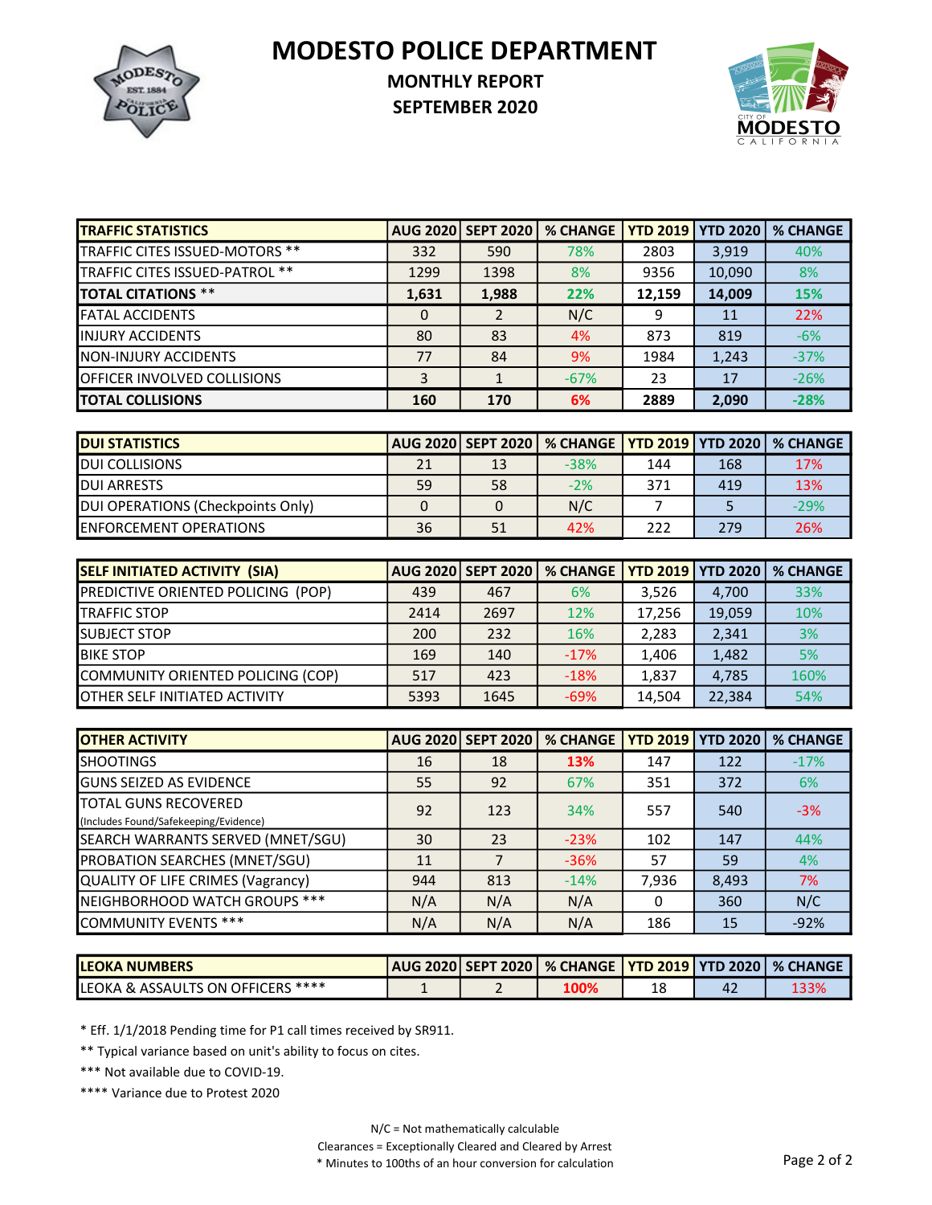# MODESTO POLICE DEPARTMENT

## MONTHLY REPORT

## SEPTEMBER 2020

| TRAFFIC STATISTICS | AUG 2020 | SEPT 2020 | % CHANGE | YTD 2019 | YTD 2020 | % CHANGE |
|---|---|---|---|---|---|---|
| TRAFFIC CITES ISSUED-MOTORS ** | 332 | 590 | 78% | 2803 | 3,919 | 40% |
| TRAFFIC CITES ISSUED-PATROL ** | 1299 | 1398 | 8% | 9356 | 10,090 | 8% |
| **TOTAL CITATIONS \*\*** | **1,631** | **1,988** | **22%** | **12,159** | **14,009** | **15%** |
| FATAL ACCIDENTS | 0 | 2 | N/C | 9 | 11 | 22% |
| INJURY ACCIDENTS | 80 | 83 | 4% | 873 | 819 | -6% |
| NON-INJURY ACCIDENTS | 77 | 84 | 9% | 1984 | 1,243 | -37% |
| OFFICER INVOLVED COLLISIONS | 3 | 1 | -67% | 23 | 17 | -26% |
| **TOTAL COLLISIONS** | **160** | **170** | **6%** | **2889** | **2,090** | **-28%** |

| DUI STATISTICS | AUG 2020 | SEPT 2020 | % CHANGE | YTD 2019 | YTD 2020 | % CHANGE |
|---|---|---|---|---|---|---|
| DUI COLLISIONS | 21 | 13 | -38% | 144 | 168 | 17% |
| DUI ARRESTS | 59 | 58 | -2% | 371 | 419 | 13% |
| DUI OPERATIONS (Checkpoints Only) | 0 | 0 | N/C | 7 | 5 | -29% |
| ENFORCEMENT OPERATIONS | 36 | 51 | 42% | 222 | 279 | 26% |

| SELF INITIATED ACTIVITY (SIA) | AUG 2020 | SEPT 2020 | % CHANGE | YTD 2019 | YTD 2020 | % CHANGE |
|---|---|---|---|---|---|---|
| PREDICTIVE ORIENTED POLICING (POP) | 439 | 467 | 6% | 3,526 | 4,700 | 33% |
| TRAFFIC STOP | 2414 | 2697 | 12% | 17,256 | 19,059 | 10% |
| SUBJECT STOP | 200 | 232 | 16% | 2,283 | 2,341 | 3% |
| BIKE STOP | 169 | 140 | -17% | 1,406 | 1,482 | 5% |
| COMMUNITY ORIENTED POLICING (COP) | 517 | 423 | -18% | 1,837 | 4,785 | 160% |
| OTHER SELF INITIATED ACTIVITY | 5393 | 1645 | -69% | 14,504 | 22,384 | 54% |

| OTHER ACTIVITY | AUG 2020 | SEPT 2020 | % CHANGE | YTD 2019 | YTD 2020 | % CHANGE |
|---|---|---|---|---|---|---|
| SHOOTINGS | 16 | 18 | **13%** | 147 | 122 | -17% |
| GUNS SEIZED AS EVIDENCE | 55 | 92 | 67% | 351 | 372 | 6% |
| TOTAL GUNS RECOVERED (Includes Found/Safekeeping/Evidence) | 92 | 123 | 34% | 557 | 540 | -3% |
| SEARCH WARRANTS SERVED (MNET/SGU) | 30 | 23 | -23% | 102 | 147 | 44% |
| PROBATION SEARCHES (MNET/SGU) | 11 | 7 | -36% | 57 | 59 | 4% |
| QUALITY OF LIFE CRIMES (Vagrancy) | 944 | 813 | -14% | 7,936 | 8,493 | 7% |
| NEIGHBORHOOD WATCH GROUPS *** | N/A | N/A | N/A | 0 | 360 | N/C |
| COMMUNITY EVENTS *** | N/A | N/A | N/A | 186 | 15 | -92% |

| LEOKA NUMBERS | AUG 2020 | SEPT 2020 | % CHANGE | YTD 2019 | YTD 2020 | % CHANGE |
|---|---|---|---|---|---|---|
| LEOKA & ASSAULTS ON OFFICERS **** | 1 | 2 | **100%** | 18 | 42 | 133% |

* Eff. 1/1/2018 Pending time for P1 call times received by SR911.

** Typical variance based on unit's ability to focus on cites.

*** Not available due to COVID-19.

**** Variance due to Protest 2020

N/C = Not mathematically calculable

Clearances = Exceptionally Cleared and Cleared by Arrest

* Minutes to 100ths of an hour conversion for calculation